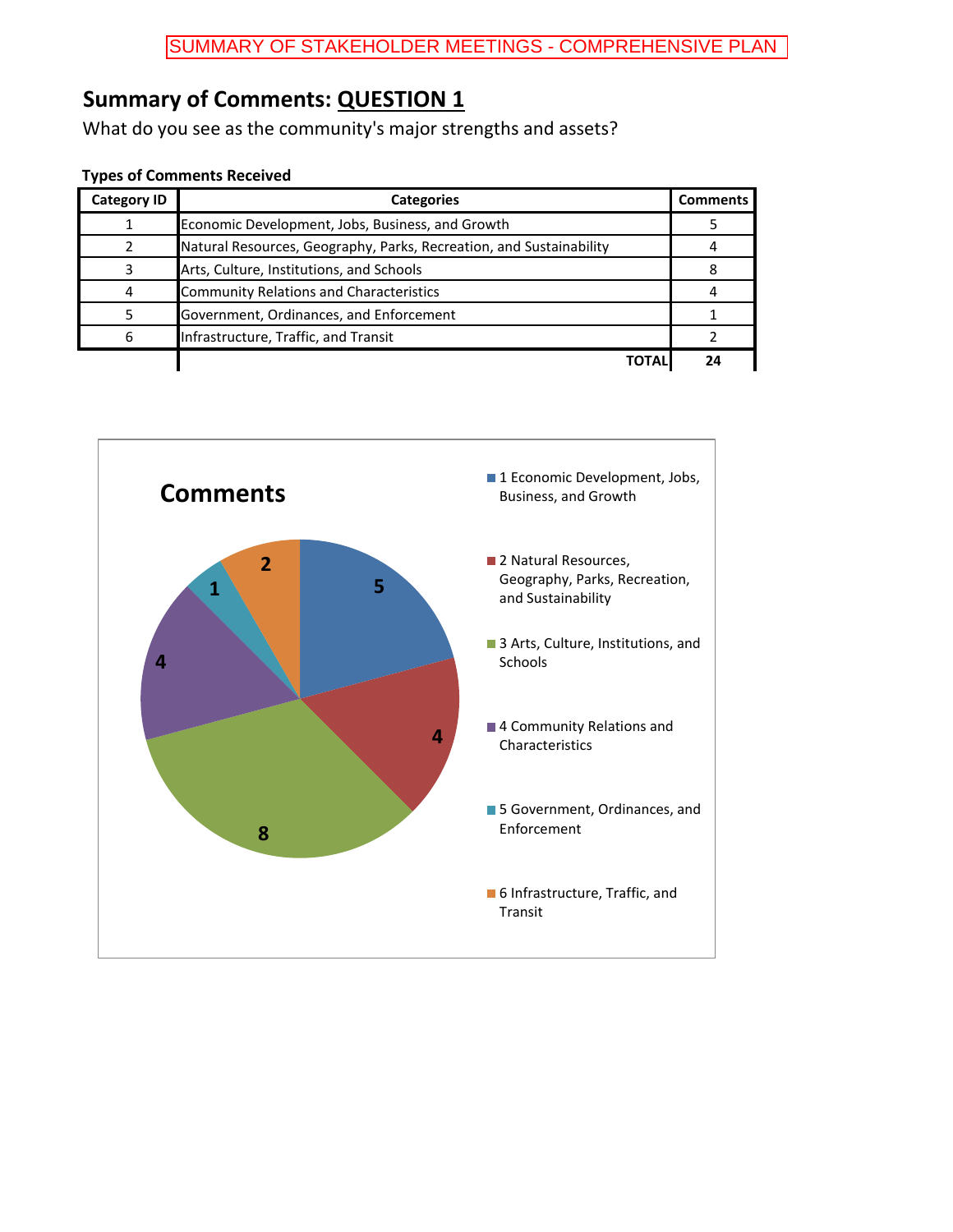SUMMARY OF STAKEHOLDER MEETINGS - COMPREHENSIVE PLAN

## Summary of Comments: QUESTION 1

What do you see as the community's major strengths and assets?

**Types of Comments Received**

| Category ID | Categories | Comments |
|---|---|---|
| 1 | Economic Development, Jobs, Business, and Growth | 5 |
| 2 | Natural Resources, Geography, Parks, Recreation, and Sustainability | 4 |
| 3 | Arts, Culture, Institutions, and Schools | 8 |
| 4 | Community Relations and Characteristics | 4 |
| 5 | Government, Ordinances, and Enforcement | 1 |
| 6 | Infrastructure, Traffic, and Transit | 2 |
| | **TOTAL** | **24** |

**Comments**

- 1 Economic Development, Jobs, Business, and Growth: 5
- 2 Natural Resources, Geography, Parks, Recreation, and Sustainability: 4
- 3 Arts, Culture, Institutions, and Schools: 8
- 4 Community Relations and Characteristics: 4
- 5 Government, Ordinances, and Enforcement: 1
- 6 Infrastructure, Traffic, and Transit: 2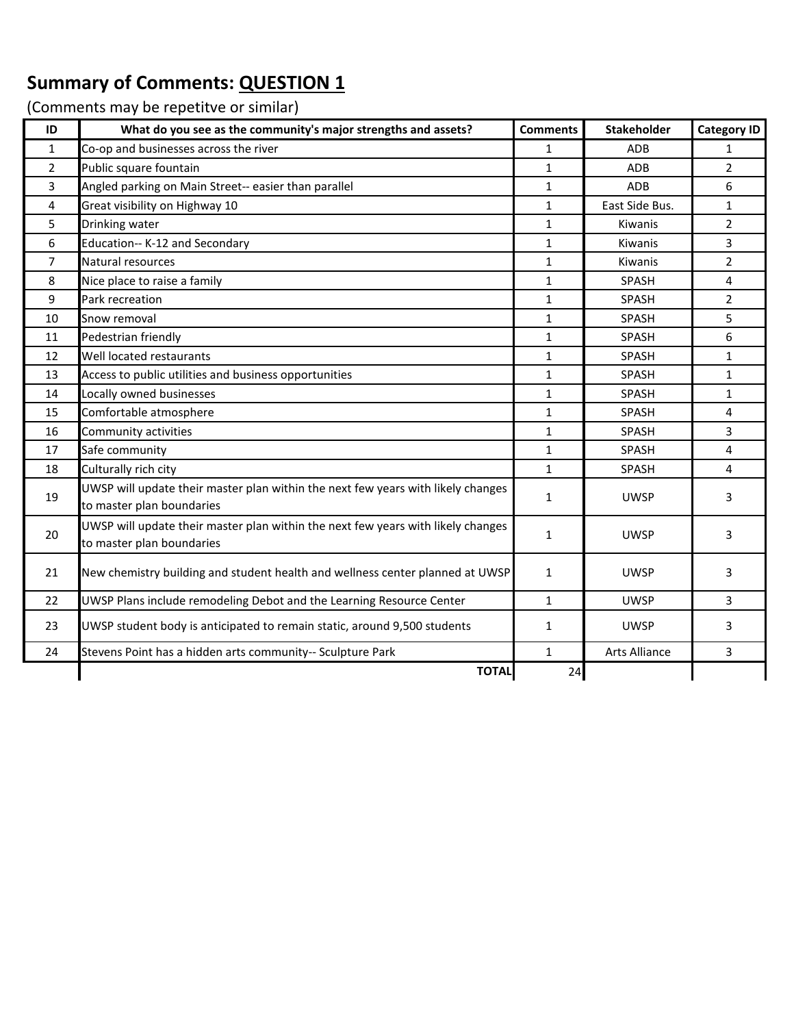## Summary of Comments: QUESTION 1

(Comments may be repetitve or similar)

| ID | What do you see as the community's major strengths and assets? | Comments | Stakeholder | Category ID |
|---|---|---|---|---|
| 1 | Co-op and businesses across the river | 1 | ADB | 1 |
| 2 | Public square fountain | 1 | ADB | 2 |
| 3 | Angled parking on Main Street-- easier than parallel | 1 | ADB | 6 |
| 4 | Great visibility on Highway 10 | 1 | East Side Bus. | 1 |
| 5 | Drinking water | 1 | Kiwanis | 2 |
| 6 | Education-- K-12 and Secondary | 1 | Kiwanis | 3 |
| 7 | Natural resources | 1 | Kiwanis | 2 |
| 8 | Nice place to raise a family | 1 | SPASH | 4 |
| 9 | Park recreation | 1 | SPASH | 2 |
| 10 | Snow removal | 1 | SPASH | 5 |
| 11 | Pedestrian friendly | 1 | SPASH | 6 |
| 12 | Well located restaurants | 1 | SPASH | 1 |
| 13 | Access to public utilities and business opportunities | 1 | SPASH | 1 |
| 14 | Locally owned businesses | 1 | SPASH | 1 |
| 15 | Comfortable atmosphere | 1 | SPASH | 4 |
| 16 | Community activities | 1 | SPASH | 3 |
| 17 | Safe community | 1 | SPASH | 4 |
| 18 | Culturally rich city | 1 | SPASH | 4 |
| 19 | UWSP will update their master plan within the next few years with likely changes to master plan boundaries | 1 | UWSP | 3 |
| 20 | UWSP will update their master plan within the next few years with likely changes to master plan boundaries | 1 | UWSP | 3 |
| 21 | New chemistry building and student health and wellness center planned at UWSP | 1 | UWSP | 3 |
| 22 | UWSP Plans include remodeling Debot and the Learning Resource Center | 1 | UWSP | 3 |
| 23 | UWSP student body is anticipated to remain static, around 9,500 students | 1 | UWSP | 3 |
| 24 | Stevens Point has a hidden arts community-- Sculpture Park | 1 | Arts Alliance | 3 |
| | **TOTAL** | 24 | | |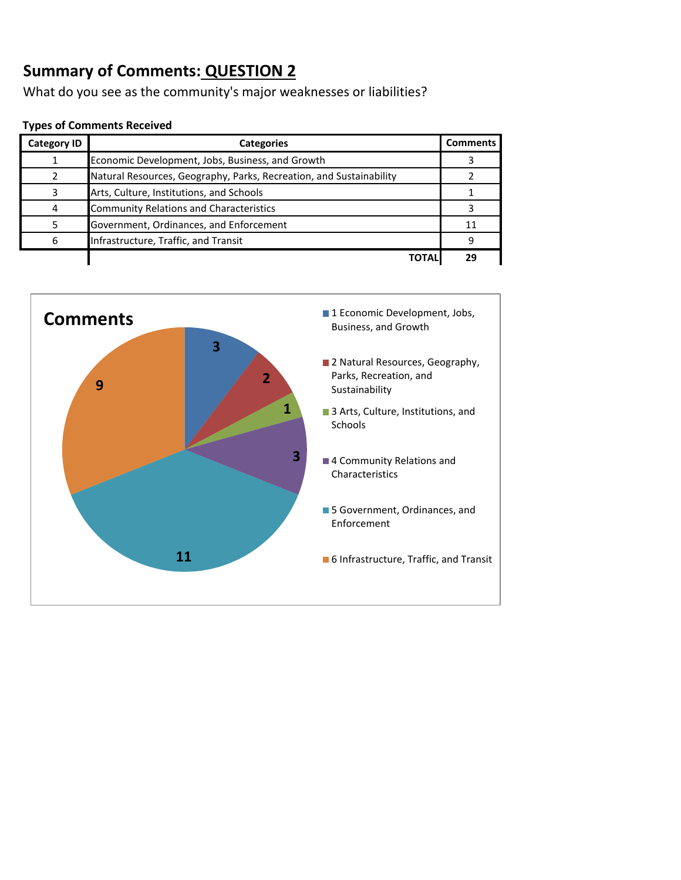# Summary of Comments: QUESTION 2

What do you see as the community's major weaknesses or liabilities?

**Types of Comments Received**

| Category ID | Categories | Comments |
|---|---|---|
| 1 | Economic Development, Jobs, Business, and Growth | 3 |
| 2 | Natural Resources, Geography, Parks, Recreation, and Sustainability | 2 |
| 3 | Arts, Culture, Institutions, and Schools | 1 |
| 4 | Community Relations and Characteristics | 3 |
| 5 | Government, Ordinances, and Enforcement | 11 |
| 6 | Infrastructure, Traffic, and Transit | 9 |
| | **TOTAL** | **29** |

**Comments**

- 1 Economic Development, Jobs, Business, and Growth: 3
- 2 Natural Resources, Geography, Parks, Recreation, and Sustainability: 2
- 3 Arts, Culture, Institutions, and Schools: 1
- 4 Community Relations and Characteristics: 3
- 5 Government, Ordinances, and Enforcement: 11
- 6 Infrastructure, Traffic, and Transit: 9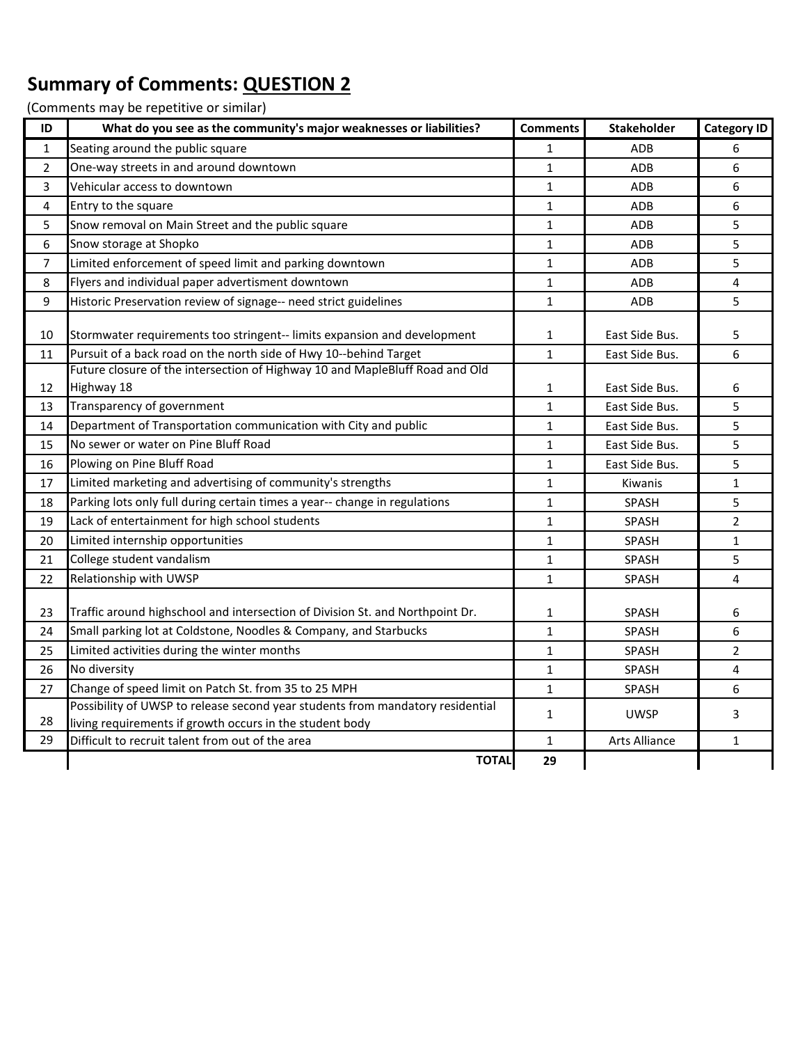## Summary of Comments: <u>QUESTION 2</u>

(Comments may be repetitive or similar)

| ID | What do you see as the community's major weaknesses or liabilities? | Comments | Stakeholder | Category ID |
|---|---|---|---|---|
| 1 | Seating around the public square | 1 | ADB | 6 |
| 2 | One-way streets in and around downtown | 1 | ADB | 6 |
| 3 | Vehicular access to downtown | 1 | ADB | 6 |
| 4 | Entry to the square | 1 | ADB | 6 |
| 5 | Snow removal on Main Street and the public square | 1 | ADB | 5 |
| 6 | Snow storage at Shopko | 1 | ADB | 5 |
| 7 | Limited enforcement of speed limit and parking downtown | 1 | ADB | 5 |
| 8 | Flyers and individual paper advertisment downtown | 1 | ADB | 4 |
| 9 | Historic Preservation review of signage-- need strict guidelines | 1 | ADB | 5 |
| 10 | Stormwater requirements too stringent-- limits expansion and development | 1 | East Side Bus. | 5 |
| 11 | Pursuit of a back road on the north side of Hwy 10--behind Target | 1 | East Side Bus. | 6 |
| 12 | Future closure of the intersection of Highway 10 and MapleBluff Road and Old Highway 18 | 1 | East Side Bus. | 6 |
| 13 | Transparency of government | 1 | East Side Bus. | 5 |
| 14 | Department of Transportation communication with City and public | 1 | East Side Bus. | 5 |
| 15 | No sewer or water on Pine Bluff Road | 1 | East Side Bus. | 5 |
| 16 | Plowing on Pine Bluff Road | 1 | East Side Bus. | 5 |
| 17 | Limited marketing and advertising of community's strengths | 1 | Kiwanis | 1 |
| 18 | Parking lots only full during certain times a year-- change in regulations | 1 | SPASH | 5 |
| 19 | Lack of entertainment for high school students | 1 | SPASH | 2 |
| 20 | Limited internship opportunities | 1 | SPASH | 1 |
| 21 | College student vandalism | 1 | SPASH | 5 |
| 22 | Relationship with UWSP | 1 | SPASH | 4 |
| 23 | Traffic around highschool and intersection of Division St. and Northpoint Dr. | 1 | SPASH | 6 |
| 24 | Small parking lot at Coldstone, Noodles & Company, and Starbucks | 1 | SPASH | 6 |
| 25 | Limited activities during the winter months | 1 | SPASH | 2 |
| 26 | No diversity | 1 | SPASH | 4 |
| 27 | Change of speed limit on Patch St. from 35 to 25 MPH | 1 | SPASH | 6 |
| 28 | Possibility of UWSP to release second year students from mandatory residential living requirements if growth occurs in the student body | 1 | UWSP | 3 |
| 29 | Difficult to recruit talent from out of the area | 1 | Arts Alliance | 1 |
| | **TOTAL** | **29** | | |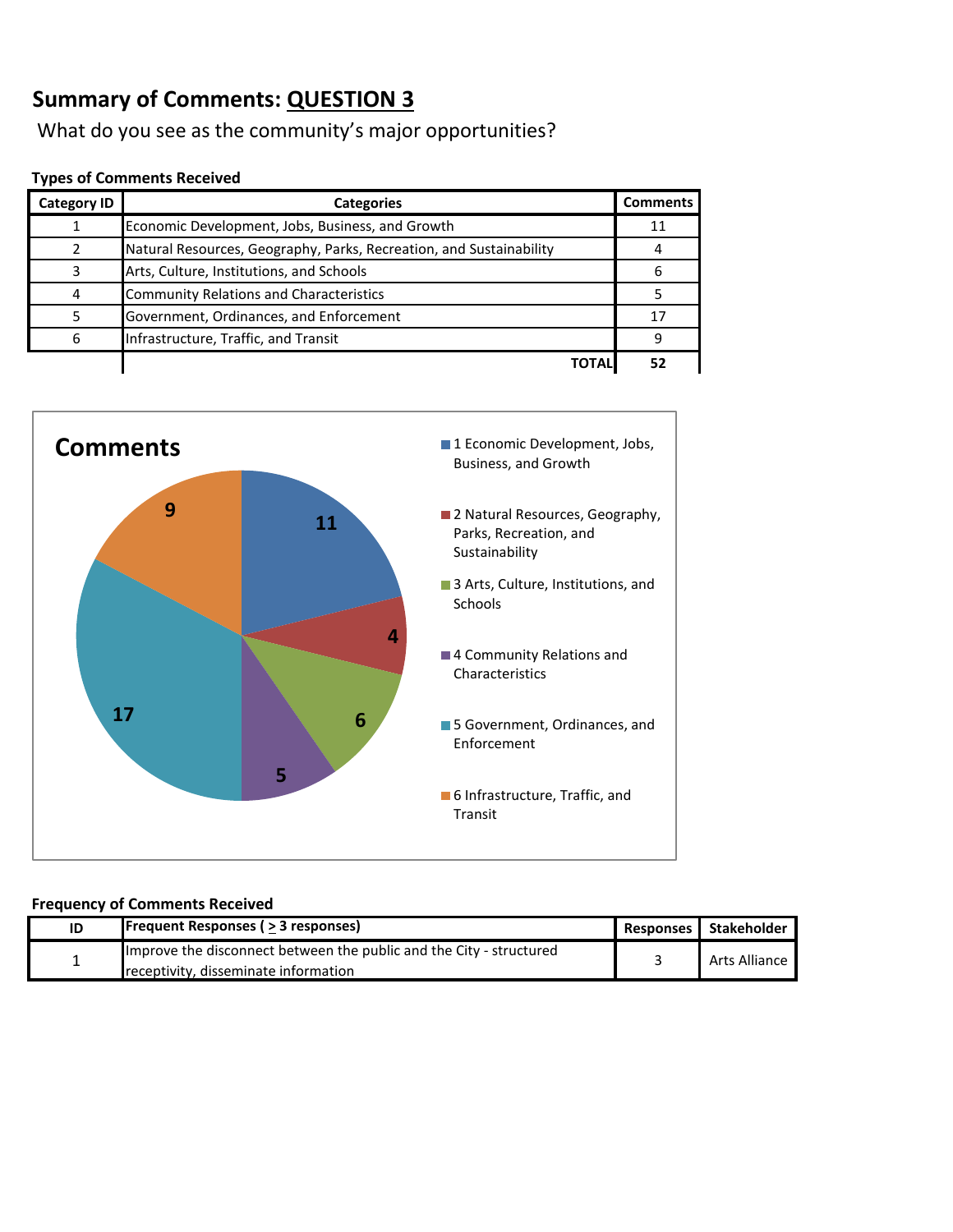# Summary of Comments: QUESTION 3

What do you see as the community's major opportunities?

**Types of Comments Received**

| Category ID | Categories | Comments |
|---|---|---|
| 1 | Economic Development, Jobs, Business, and Growth | 11 |
| 2 | Natural Resources, Geography, Parks, Recreation, and Sustainability | 4 |
| 3 | Arts, Culture, Institutions, and Schools | 6 |
| 4 | Community Relations and Characteristics | 5 |
| 5 | Government, Ordinances, and Enforcement | 17 |
| 6 | Infrastructure, Traffic, and Transit | 9 |
| | **TOTAL** | **52** |

**Comments**

- 1 Economic Development, Jobs, Business, and Growth: 11
- 2 Natural Resources, Geography, Parks, Recreation, and Sustainability: 4
- 3 Arts, Culture, Institutions, and Schools: 6
- 4 Community Relations and Characteristics: 5
- 5 Government, Ordinances, and Enforcement: 17
- 6 Infrastructure, Traffic, and Transit: 9

**Frequency of Comments Received**

| ID | Frequent Responses ( ≥ 3 responses) | Responses | Stakeholder |
|---|---|---|---|
| 1 | Improve the disconnect between the public and the City - structured receptivity, disseminate information | 3 | Arts Alliance |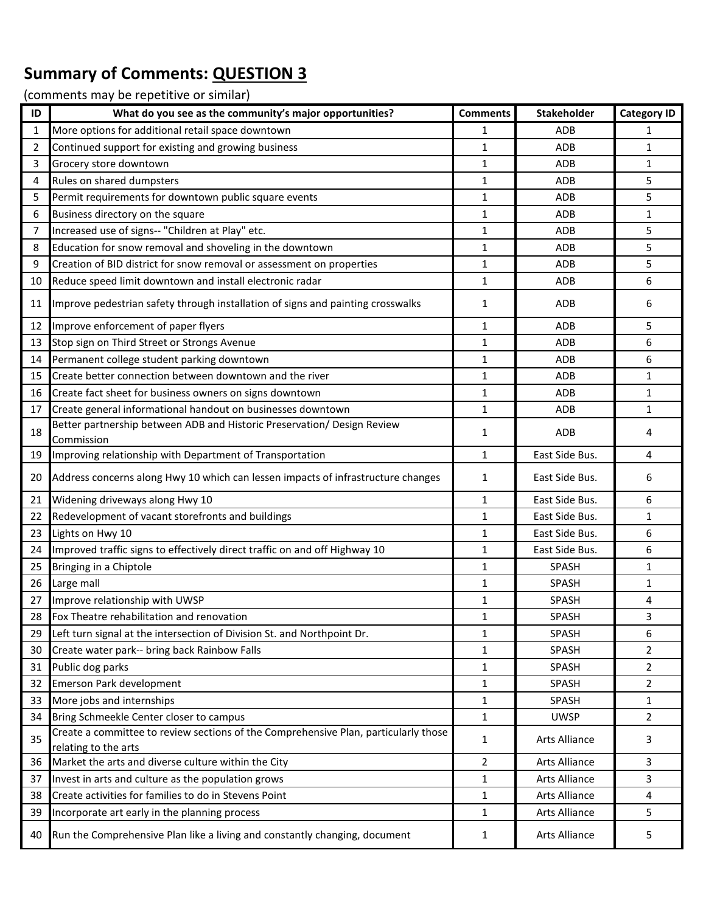# Summary of Comments: <u>QUESTION 3</u>

(comments may be repetitive or similar)

| ID | What do you see as the community's major opportunities? | Comments | Stakeholder | Category ID |
|---|---|---|---|---|
| 1 | More options for additional retail space downtown | 1 | ADB | 1 |
| 2 | Continued support for existing and growing business | 1 | ADB | 1 |
| 3 | Grocery store downtown | 1 | ADB | 1 |
| 4 | Rules on shared dumpsters | 1 | ADB | 5 |
| 5 | Permit requirements for downtown public square events | 1 | ADB | 5 |
| 6 | Business directory on the square | 1 | ADB | 1 |
| 7 | Increased use of signs-- "Children at Play" etc. | 1 | ADB | 5 |
| 8 | Education for snow removal and shoveling in the downtown | 1 | ADB | 5 |
| 9 | Creation of BID district for snow removal or assessment on properties | 1 | ADB | 5 |
| 10 | Reduce speed limit downtown and install electronic radar | 1 | ADB | 6 |
| 11 | Improve pedestrian safety through installation of signs and painting crosswalks | 1 | ADB | 6 |
| 12 | Improve enforcement of paper flyers | 1 | ADB | 5 |
| 13 | Stop sign on Third Street or Strongs Avenue | 1 | ADB | 6 |
| 14 | Permanent college student parking downtown | 1 | ADB | 6 |
| 15 | Create better connection between downtown and the river | 1 | ADB | 1 |
| 16 | Create fact sheet for business owners on signs downtown | 1 | ADB | 1 |
| 17 | Create general informational handout on businesses downtown | 1 | ADB | 1 |
| 18 | Better partnership between ADB and Historic Preservation/ Design Review Commission | 1 | ADB | 4 |
| 19 | Improving relationship with Department of Transportation | 1 | East Side Bus. | 4 |
| 20 | Address concerns along Hwy 10 which can lessen impacts of infrastructure changes | 1 | East Side Bus. | 6 |
| 21 | Widening driveways along Hwy 10 | 1 | East Side Bus. | 6 |
| 22 | Redevelopment of vacant storefronts and buildings | 1 | East Side Bus. | 1 |
| 23 | Lights on Hwy 10 | 1 | East Side Bus. | 6 |
| 24 | Improved traffic signs to effectively direct traffic on and off Highway 10 | 1 | East Side Bus. | 6 |
| 25 | Bringing in a Chiptole | 1 | SPASH | 1 |
| 26 | Large mall | 1 | SPASH | 1 |
| 27 | Improve relationship with UWSP | 1 | SPASH | 4 |
| 28 | Fox Theatre rehabilitation and renovation | 1 | SPASH | 3 |
| 29 | Left turn signal at the intersection of Division St. and Northpoint Dr. | 1 | SPASH | 6 |
| 30 | Create water park-- bring back Rainbow Falls | 1 | SPASH | 2 |
| 31 | Public dog parks | 1 | SPASH | 2 |
| 32 | Emerson Park development | 1 | SPASH | 2 |
| 33 | More jobs and internships | 1 | SPASH | 1 |
| 34 | Bring Schmeekle Center closer to campus | 1 | UWSP | 2 |
| 35 | Create a committee to review sections of the Comprehensive Plan, particularly those relating to the arts | 1 | Arts Alliance | 3 |
| 36 | Market the arts and diverse culture within the City | 2 | Arts Alliance | 3 |
| 37 | Invest in arts and culture as the population grows | 1 | Arts Alliance | 3 |
| 38 | Create activities for families to do in Stevens Point | 1 | Arts Alliance | 4 |
| 39 | Incorporate art early in the planning process | 1 | Arts Alliance | 5 |
| 40 | Run the Comprehensive Plan like a living and constantly changing, document | 1 | Arts Alliance | 5 |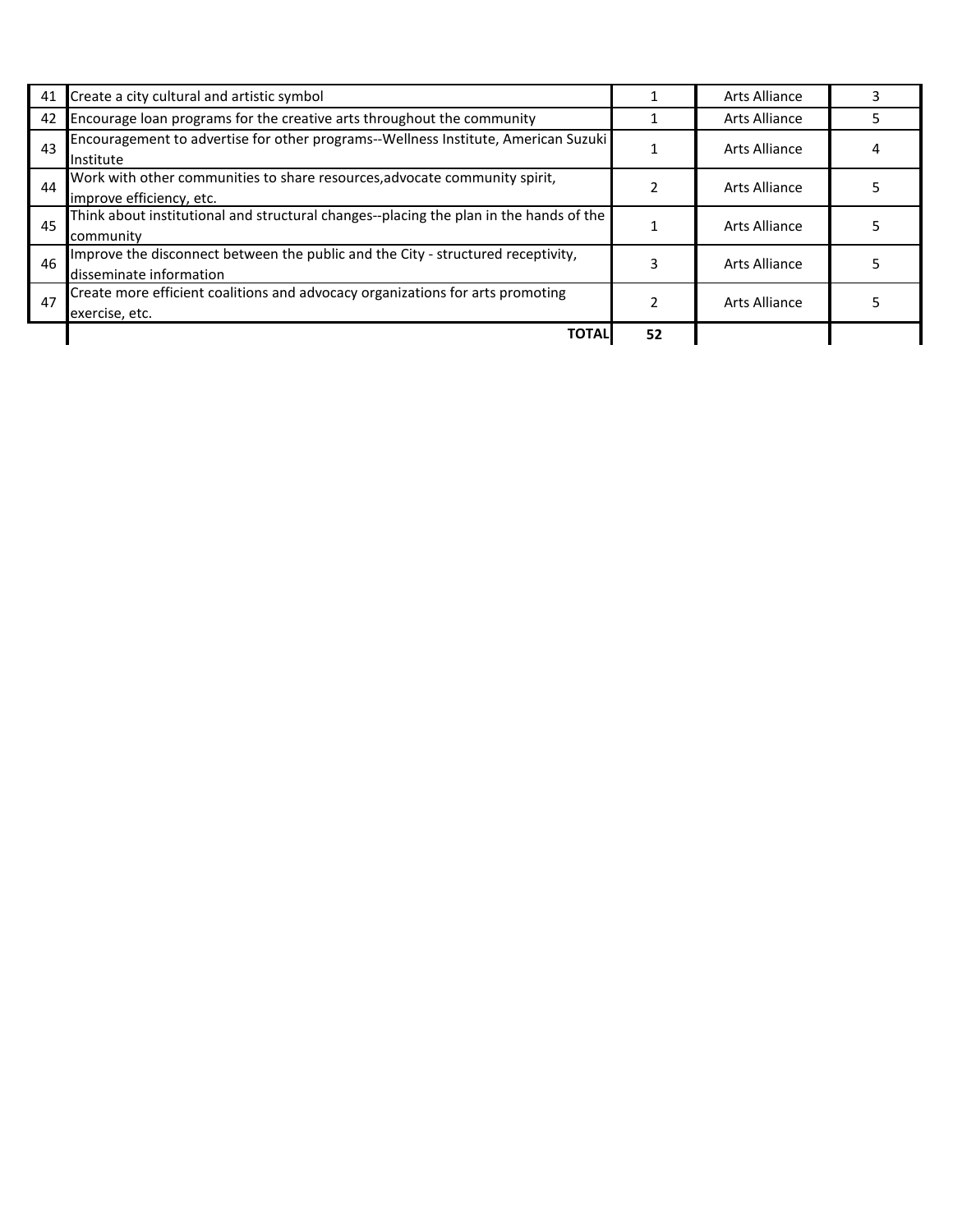| | | | | |
|---|---|---|---|---|
| 41 | Create a city cultural and artistic symbol | 1 | Arts Alliance | 3 |
| 42 | Encourage loan programs for the creative arts throughout the community | 1 | Arts Alliance | 5 |
| 43 | Encouragement to advertise for other programs--Wellness Institute, American Suzuki Institute | 1 | Arts Alliance | 4 |
| 44 | Work with other communities to share resources,advocate community spirit, improve efficiency, etc. | 2 | Arts Alliance | 5 |
| 45 | Think about institutional and structural changes--placing the plan in the hands of the community | 1 | Arts Alliance | 5 |
| 46 | Improve the disconnect between the public and the City - structured receptivity, disseminate information | 3 | Arts Alliance | 5 |
| 47 | Create more efficient coalitions and advocacy organizations for arts promoting exercise, etc. | 2 | Arts Alliance | 5 |
| | **TOTAL** | **52** | | |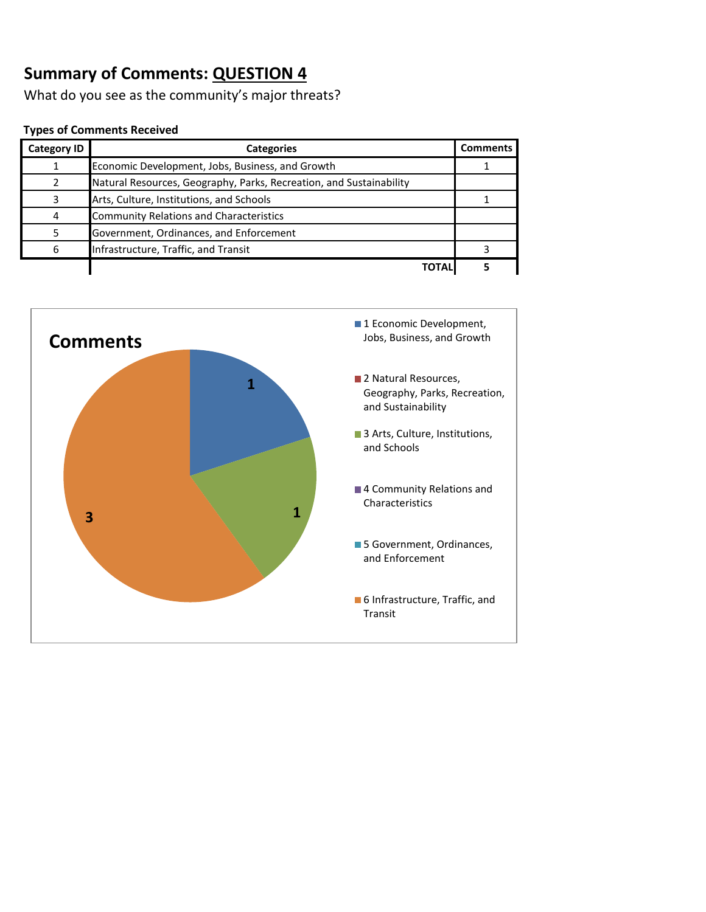# Summary of Comments: QUESTION 4

What do you see as the community's major threats?

**Types of Comments Received**

| Category ID | Categories | Comments |
|---|---|---|
| 1 | Economic Development, Jobs, Business, and Growth | 1 |
| 2 | Natural Resources, Geography, Parks, Recreation, and Sustainability | |
| 3 | Arts, Culture, Institutions, and Schools | 1 |
| 4 | Community Relations and Characteristics | |
| 5 | Government, Ordinances, and Enforcement | |
| 6 | Infrastructure, Traffic, and Transit | 3 |
| | **TOTAL** | **5** |

**Comments**

- 1 Economic Development, Jobs, Business, and Growth
- 2 Natural Resources, Geography, Parks, Recreation, and Sustainability
- 3 Arts, Culture, Institutions, and Schools
- 4 Community Relations and Characteristics
- 5 Government, Ordinances, and Enforcement
- 6 Infrastructure, Traffic, and Transit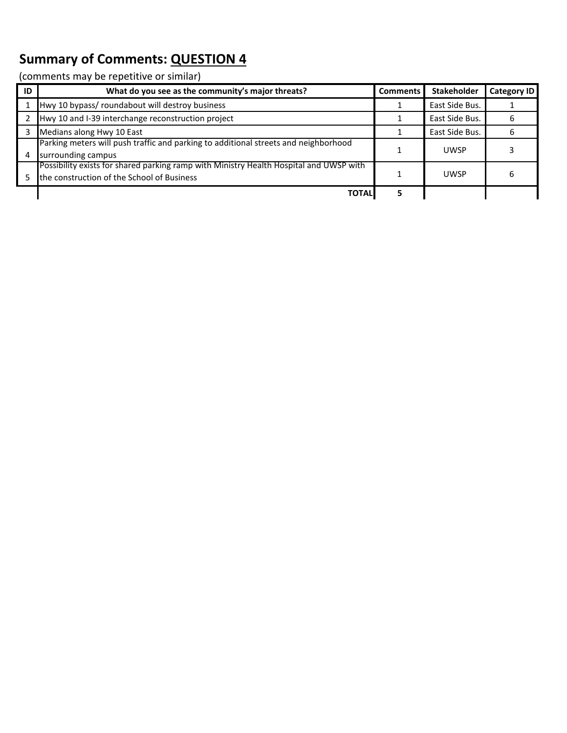## Summary of Comments: <u>QUESTION 4</u>

(comments may be repetitive or similar)

| ID | What do you see as the community's major threats? | Comments | Stakeholder | Category ID |
|---|---|---|---|---|
| 1 | Hwy 10 bypass/ roundabout will destroy business | 1 | East Side Bus. | 1 |
| 2 | Hwy 10 and I-39 interchange reconstruction project | 1 | East Side Bus. | 6 |
| 3 | Medians along Hwy 10 East | 1 | East Side Bus. | 6 |
| 4 | Parking meters will push traffic and parking to additional streets and neighborhood surrounding campus | 1 | UWSP | 3 |
| 5 | Possibility exists for shared parking ramp with Ministry Health Hospital and UWSP with the construction of the School of Business | 1 | UWSP | 6 |
| | **TOTAL** | **5** | | |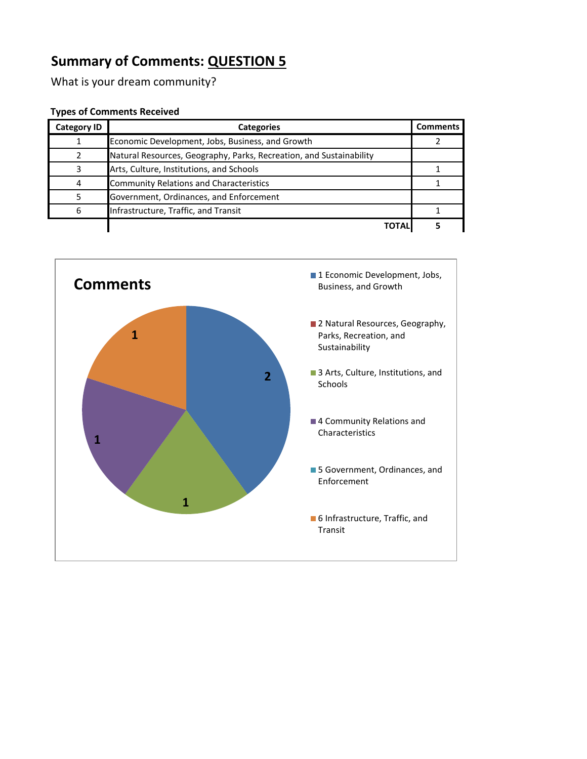## Summary of Comments: QUESTION 5

What is your dream community?

**Types of Comments Received**

| Category ID | Categories | Comments |
|---|---|---|
| 1 | Economic Development, Jobs, Business, and Growth | 2 |
| 2 | Natural Resources, Geography, Parks, Recreation, and Sustainability | |
| 3 | Arts, Culture, Institutions, and Schools | 1 |
| 4 | Community Relations and Characteristics | 1 |
| 5 | Government, Ordinances, and Enforcement | |
| 6 | Infrastructure, Traffic, and Transit | 1 |
| | **TOTAL** | **5** |

**Comments**

- 1 Economic Development, Jobs, Business, and Growth: 2
- 2 Natural Resources, Geography, Parks, Recreation, and Sustainability
- 3 Arts, Culture, Institutions, and Schools: 1
- 4 Community Relations and Characteristics: 1
- 5 Government, Ordinances, and Enforcement
- 6 Infrastructure, Traffic, and Transit: 1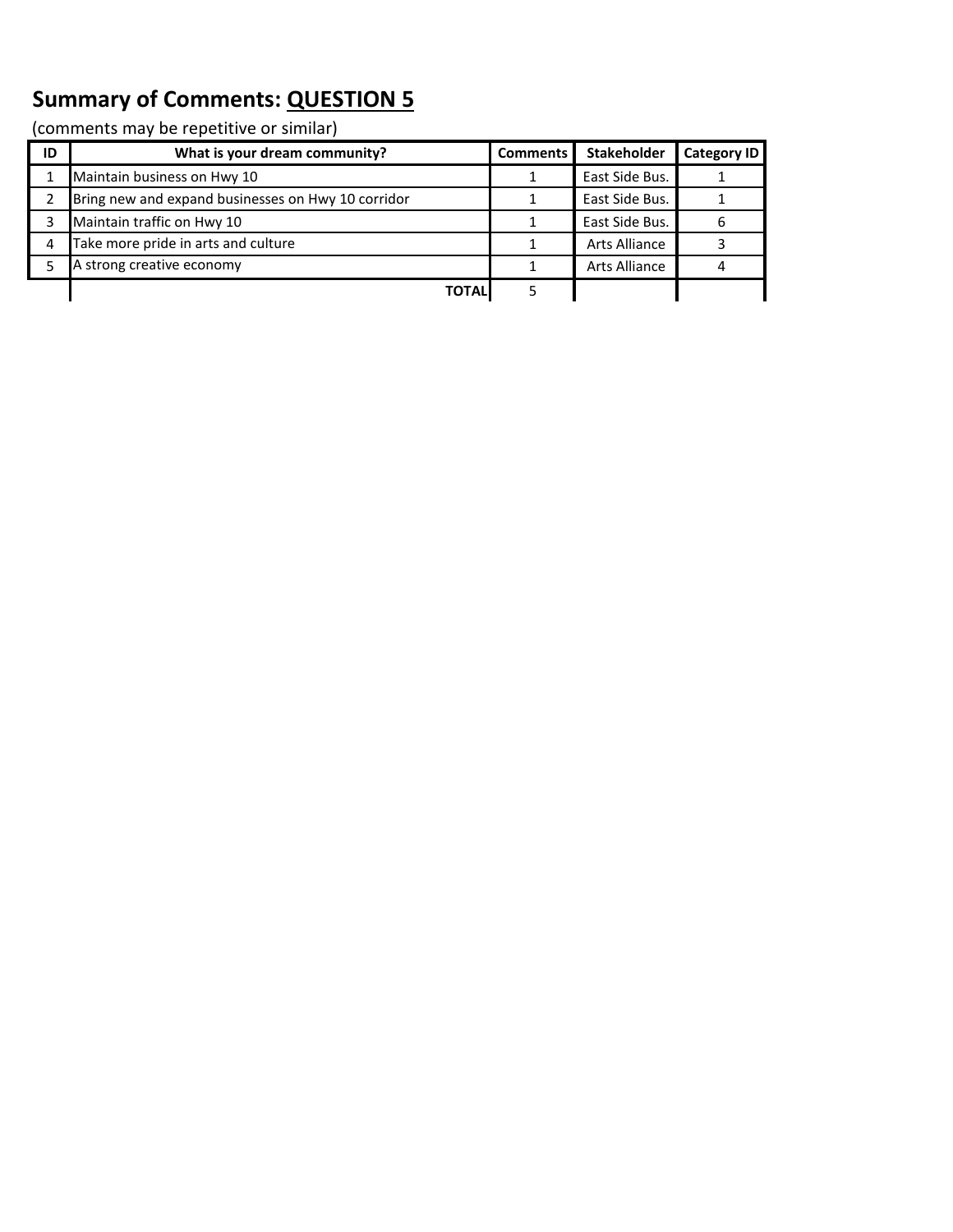## Summary of Comments: <u>QUESTION 5</u>

(comments may be repetitive or similar)

| ID | What is your dream community? | Comments | Stakeholder | Category ID |
|---|---|---|---|---|
| 1 | Maintain business on Hwy 10 | 1 | East Side Bus. | 1 |
| 2 | Bring new and expand businesses on Hwy 10 corridor | 1 | East Side Bus. | 1 |
| 3 | Maintain traffic on Hwy 10 | 1 | East Side Bus. | 6 |
| 4 | Take more pride in arts and culture | 1 | Arts Alliance | 3 |
| 5 | A strong creative economy | 1 | Arts Alliance | 4 |
| | **TOTAL** | 5 | | |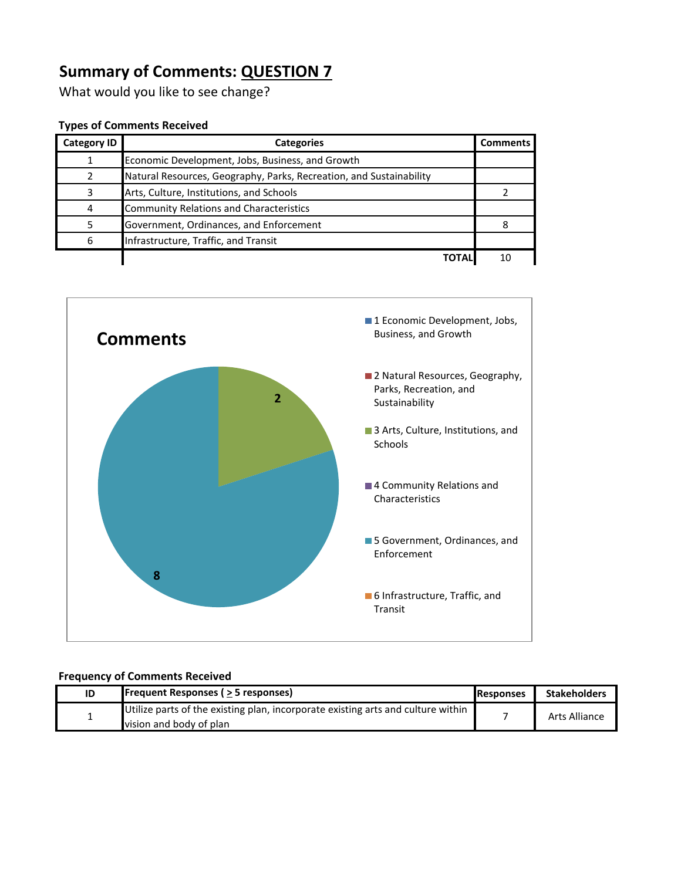# Summary of Comments: QUESTION 7

What would you like to see change?

### Types of Comments Received

| Category ID | Categories | Comments |
|---|---|---|
| 1 | Economic Development, Jobs, Business, and Growth | |
| 2 | Natural Resources, Geography, Parks, Recreation, and Sustainability | |
| 3 | Arts, Culture, Institutions, and Schools | 2 |
| 4 | Community Relations and Characteristics | |
| 5 | Government, Ordinances, and Enforcement | 8 |
| 6 | Infrastructure, Traffic, and Transit | |
| | **TOTAL** | 10 |

**Comments**

- 1 Economic Development, Jobs, Business, and Growth
- 2 Natural Resources, Geography, Parks, Recreation, and Sustainability
- 3 Arts, Culture, Institutions, and Schools: 2
- 4 Community Relations and Characteristics
- 5 Government, Ordinances, and Enforcement: 8
- 6 Infrastructure, Traffic, and Transit

### Frequency of Comments Received

| ID | Frequent Responses ( ≥ 5 responses) | Responses | Stakeholders |
|---|---|---|---|
| 1 | Utilize parts of the existing plan, incorporate existing arts and culture within vision and body of plan | 7 | Arts Alliance |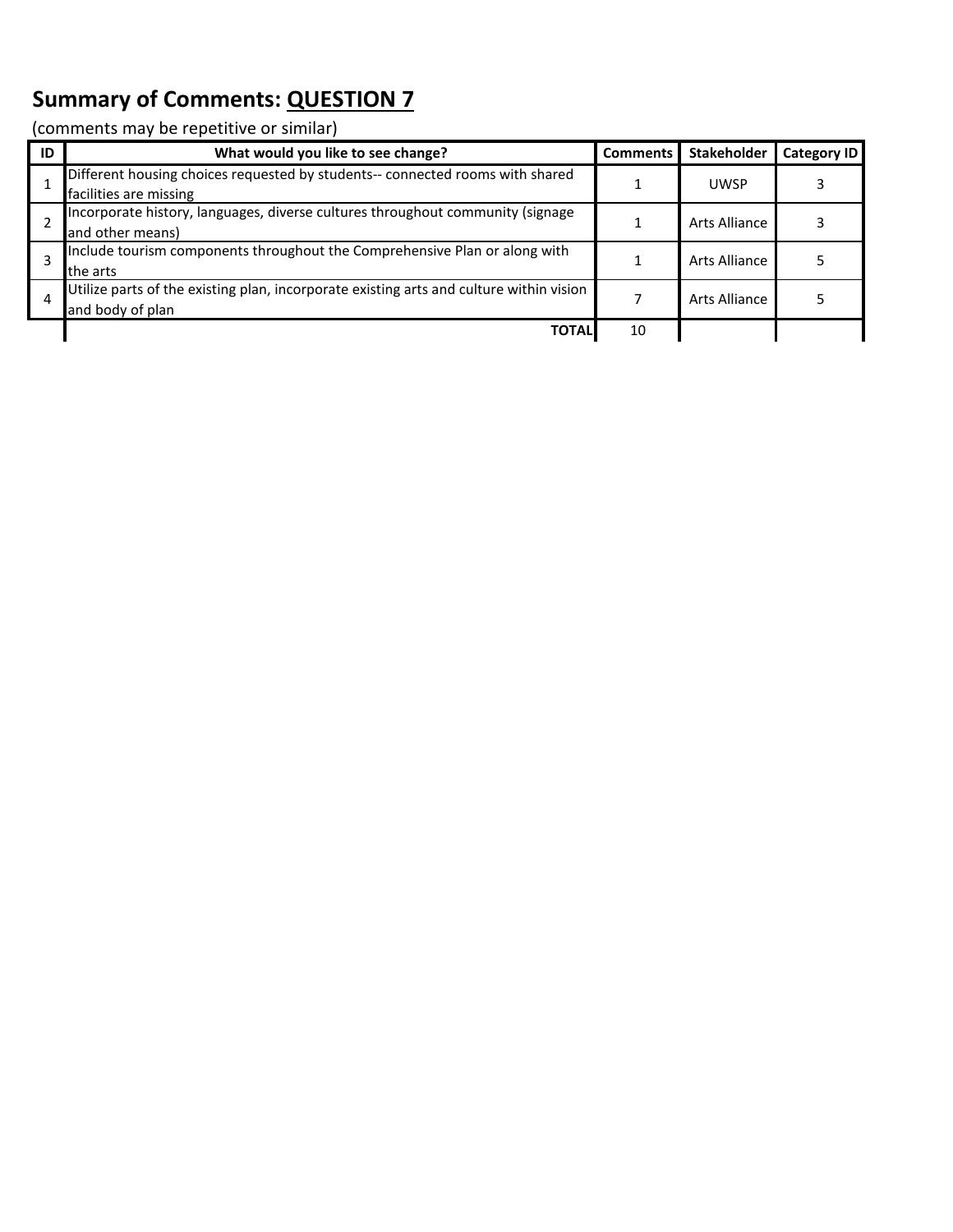# Summary of Comments: QUESTION 7

(comments may be repetitive or similar)

| ID | What would you like to see change? | Comments | Stakeholder | Category ID |
|---|---|---|---|---|
| 1 | Different housing choices requested by students-- connected rooms with shared facilities are missing | 1 | UWSP | 3 |
| 2 | Incorporate history, languages, diverse cultures throughout community (signage and other means) | 1 | Arts Alliance | 3 |
| 3 | Include tourism components throughout the Comprehensive Plan or along with the arts | 1 | Arts Alliance | 5 |
| 4 | Utilize parts of the existing plan, incorporate existing arts and culture within vision and body of plan | 7 | Arts Alliance | 5 |
| | **TOTAL** | 10 | | |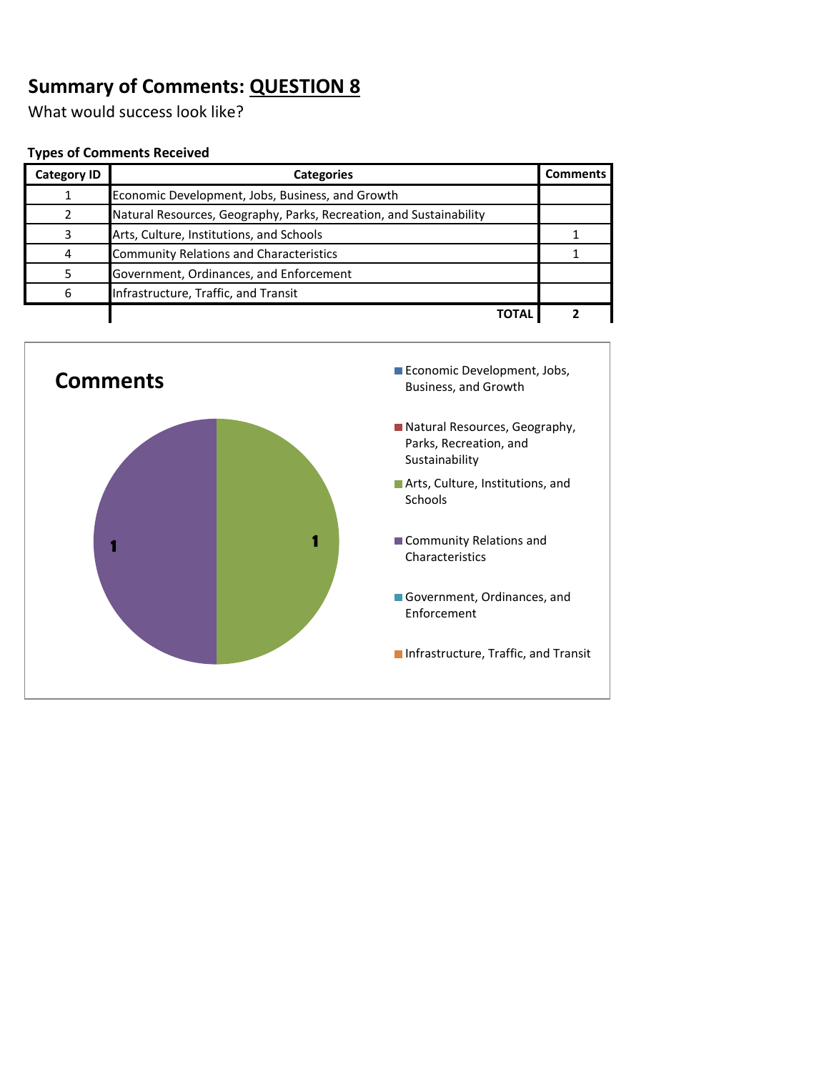# Summary of Comments: QUESTION 8

What would success look like?

**Types of Comments Received**

| Category ID | Categories | Comments |
|---|---|---|
| 1 | Economic Development, Jobs, Business, and Growth | |
| 2 | Natural Resources, Geography, Parks, Recreation, and Sustainability | |
| 3 | Arts, Culture, Institutions, and Schools | 1 |
| 4 | Community Relations and Characteristics | 1 |
| 5 | Government, Ordinances, and Enforcement | |
| 6 | Infrastructure, Traffic, and Transit | |
| | **TOTAL** | **2** |

**Comments**

- Economic Development, Jobs, Business, and Growth
- Natural Resources, Geography, Parks, Recreation, and Sustainability
- Arts, Culture, Institutions, and Schools: 1
- Community Relations and Characteristics: 1
- Government, Ordinances, and Enforcement
- Infrastructure, Traffic, and Transit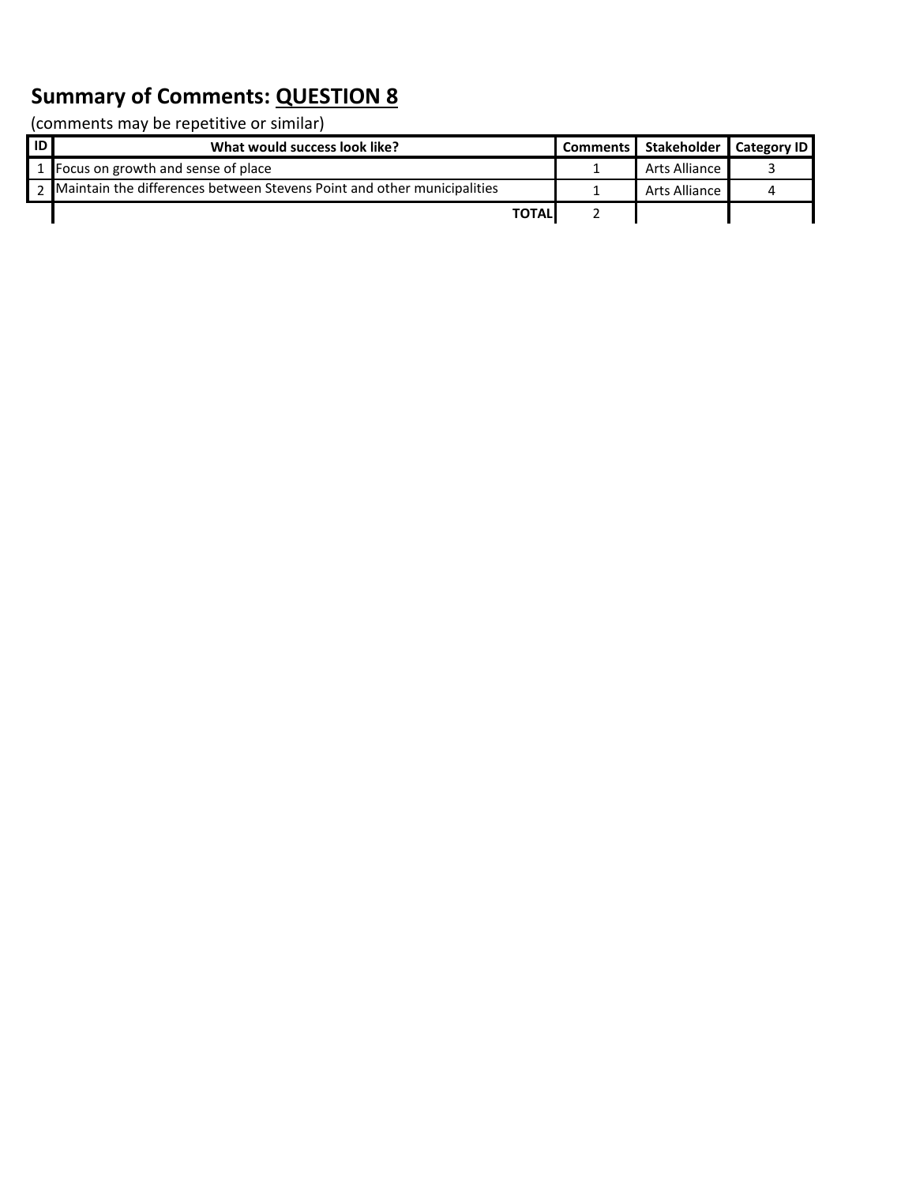## Summary of Comments: QUESTION 8

(comments may be repetitive or similar)

| ID | What would success look like? | Comments | Stakeholder | Category ID |
|---|---|---|---|---|
| 1 | Focus on growth and sense of place | 1 | Arts Alliance | 3 |
| 2 | Maintain the differences between Stevens Point and other municipalities | 1 | Arts Alliance | 4 |
| | **TOTAL** | 2 | | |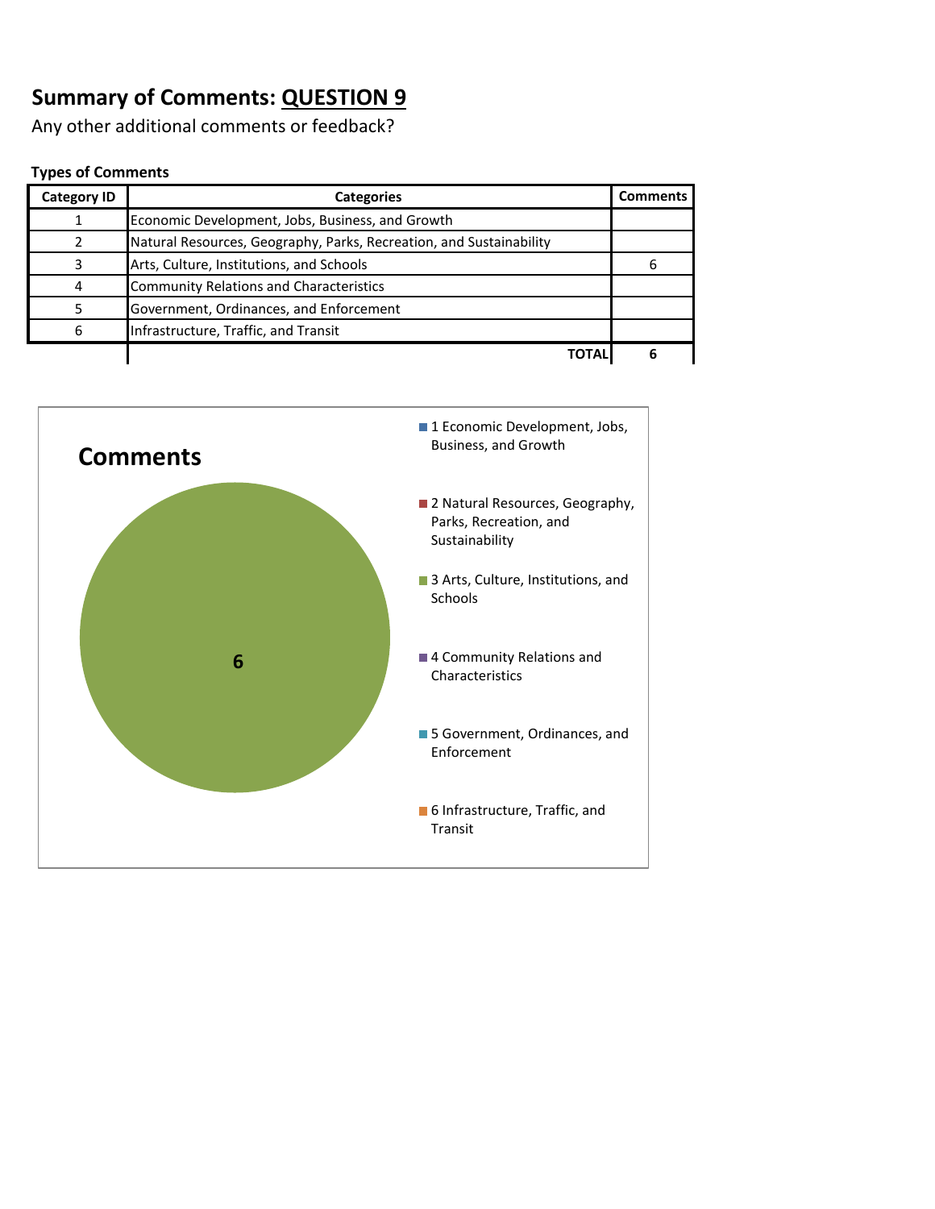# Summary of Comments: QUESTION 9

Any other additional comments or feedback?

**Types of Comments**

| Category ID | Categories | Comments |
|---|---|---|
| 1 | Economic Development, Jobs, Business, and Growth | |
| 2 | Natural Resources, Geography, Parks, Recreation, and Sustainability | |
| 3 | Arts, Culture, Institutions, and Schools | 6 |
| 4 | Community Relations and Characteristics | |
| 5 | Government, Ordinances, and Enforcement | |
| 6 | Infrastructure, Traffic, and Transit | |
| | **TOTAL** | **6** |

**Comments**

- 1 Economic Development, Jobs, Business, and Growth
- 2 Natural Resources, Geography, Parks, Recreation, and Sustainability
- 3 Arts, Culture, Institutions, and Schools
- 4 Community Relations and Characteristics
- 5 Government, Ordinances, and Enforcement
- 6 Infrastructure, Traffic, and Transit

6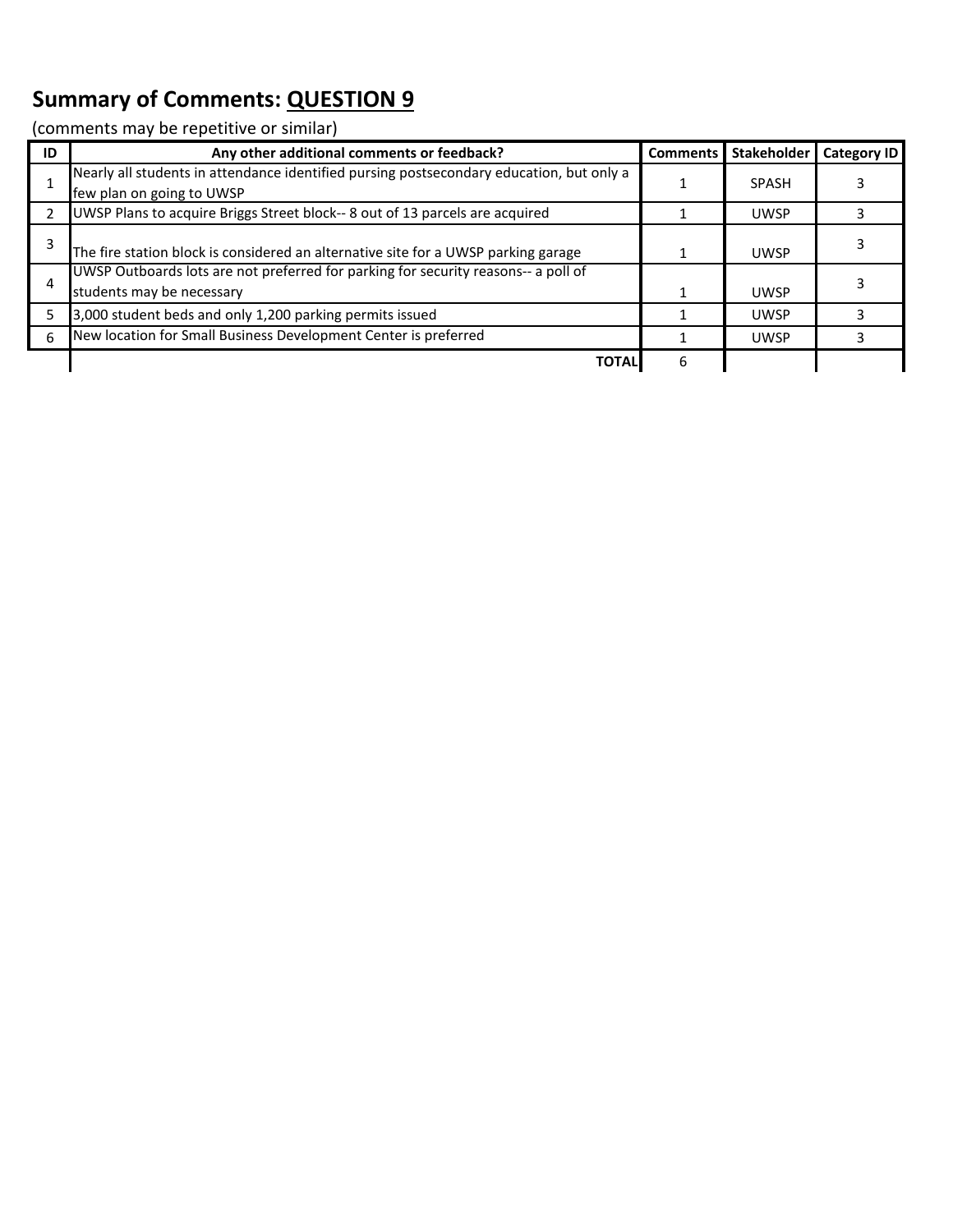## Summary of Comments: QUESTION 9

(comments may be repetitive or similar)

| ID | Any other additional comments or feedback? | Comments | Stakeholder | Category ID |
|---|---|---|---|---|
| 1 | Nearly all students in attendance identified pursing postsecondary education, but only a few plan on going to UWSP | 1 | SPASH | 3 |
| 2 | UWSP Plans to acquire Briggs Street block-- 8 out of 13 parcels are acquired | 1 | UWSP | 3 |
| 3 | The fire station block is considered an alternative site for a UWSP parking garage | 1 | UWSP | 3 |
| 4 | UWSP Outboards lots are not preferred for parking for security reasons-- a poll of students may be necessary | 1 | UWSP | 3 |
| 5 | 3,000 student beds and only 1,200 parking permits issued | 1 | UWSP | 3 |
| 6 | New location for Small Business Development Center is preferred | 1 | UWSP | 3 |
| | **TOTAL** | 6 | | |